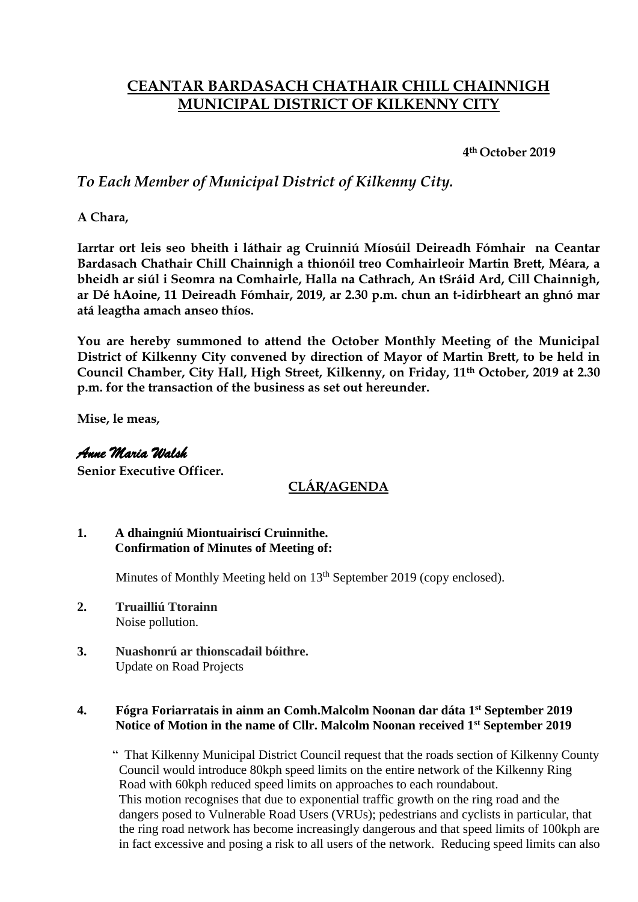# CEANTAR BARDASACH CHATHAIR CHILL CHAINNIGH
# MUNICIPAL DISTRICT OF KILKENNY CITY

**4th October 2019**

*To Each Member of Municipal District of Kilkenny City.*

**A Chara,**

**Iarrtar ort leis seo bheith i láthair ag Cruinniú Míosúil Deireadh Fómhair na Ceantar Bardasach Chathair Chill Chainnigh a thionóil treo Comhairleoir Martin Brett, Méara, a bheidh ar siúl i Seomra na Comhairle, Halla na Cathrach, An tSráid Ard, Cill Chainnigh, ar Dé hAoine, 11 Deireadh Fómhair, 2019, ar 2.30 p.m. chun an t-idirbheart an ghnó mar atá leagtha amach anseo thíos.**

**You are hereby summoned to attend the October Monthly Meeting of the Municipal District of Kilkenny City convened by direction of Mayor of Martin Brett, to be held in Council Chamber, City Hall, High Street, Kilkenny, on Friday, 11th October, 2019 at 2.30 p.m. for the transaction of the business as set out hereunder.**

**Mise, le meas,**

*Anne Maria Walsh*

**Senior Executive Officer.**

## CLÁR/AGENDA

1. **A dhaingniú Miontuairiscí Cruinnithe.**
   **Confirmation of Minutes of Meeting of:**

   Minutes of Monthly Meeting held on 13th September 2019 (copy enclosed).

2. **Truailliú Ttorainn**
   Noise pollution.

3. **Nuashonrú ar thionscadail bóithre.**
   Update on Road Projects

4. **Fógra Foriarratais in ainm an Comh.Malcolm Noonan dar dáta 1st September 2019**
   **Notice of Motion in the name of Cllr. Malcolm Noonan received 1st September 2019**

   " That Kilkenny Municipal District Council request that the roads section of Kilkenny County Council would introduce 80kph speed limits on the entire network of the Kilkenny Ring Road with 60kph reduced speed limits on approaches to each roundabout.
   This motion recognises that due to exponential traffic growth on the ring road and the dangers posed to Vulnerable Road Users (VRUs); pedestrians and cyclists in particular, that the ring road network has become increasingly dangerous and that speed limits of 100kph are in fact excessive and posing a risk to all users of the network. Reducing speed limits can also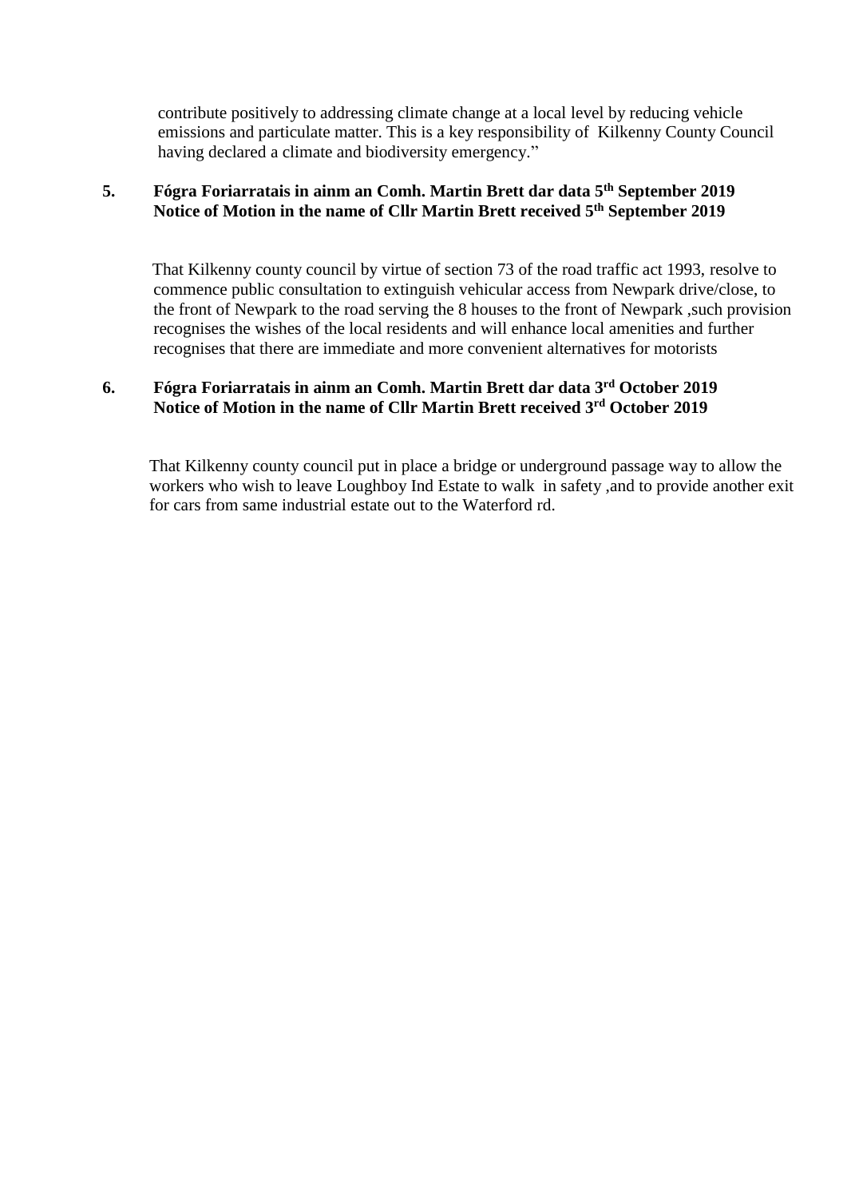contribute positively to addressing climate change at a local level by reducing vehicle emissions and particulate matter. This is a key responsibility of Kilkenny County Council having declared a climate and biodiversity emergency."

**5. Fógra Foriarratais in ainm an Comh. Martin Brett dar data 5th September 2019**
**Notice of Motion in the name of Cllr Martin Brett received 5th September 2019**

That Kilkenny county council by virtue of section 73 of the road traffic act 1993, resolve to commence public consultation to extinguish vehicular access from Newpark drive/close, to the front of Newpark to the road serving the 8 houses to the front of Newpark ,such provision recognises the wishes of the local residents and will enhance local amenities and further recognises that there are immediate and more convenient alternatives for motorists

**6. Fógra Foriarratais in ainm an Comh. Martin Brett dar data 3rd October 2019**
**Notice of Motion in the name of Cllr Martin Brett received 3rd October 2019**

That Kilkenny county council put in place a bridge or underground passage way to allow the workers who wish to leave Loughboy Ind Estate to walk in safety ,and to provide another exit for cars from same industrial estate out to the Waterford rd.